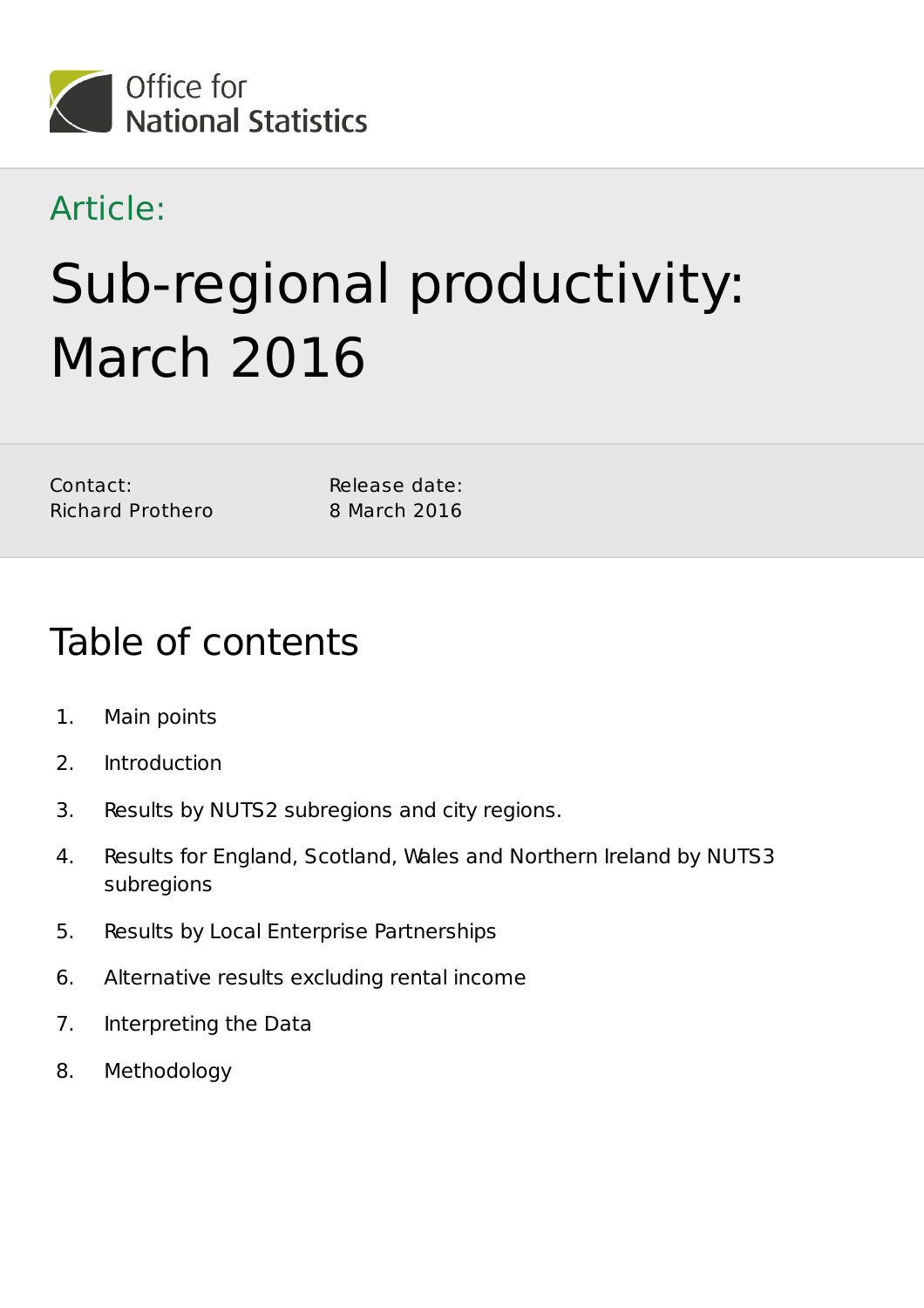Office for National Statistics

Article:

# Sub-regional productivity: March 2016

Contact:
Richard Prothero

Release date:
8 March 2016

## Table of contents

1. Main points
2. Introduction
3. Results by NUTS2 subregions and city regions.
4. Results for England, Scotland, Wales and Northern Ireland by NUTS3 subregions
5. Results by Local Enterprise Partnerships
6. Alternative results excluding rental income
7. Interpreting the Data
8. Methodology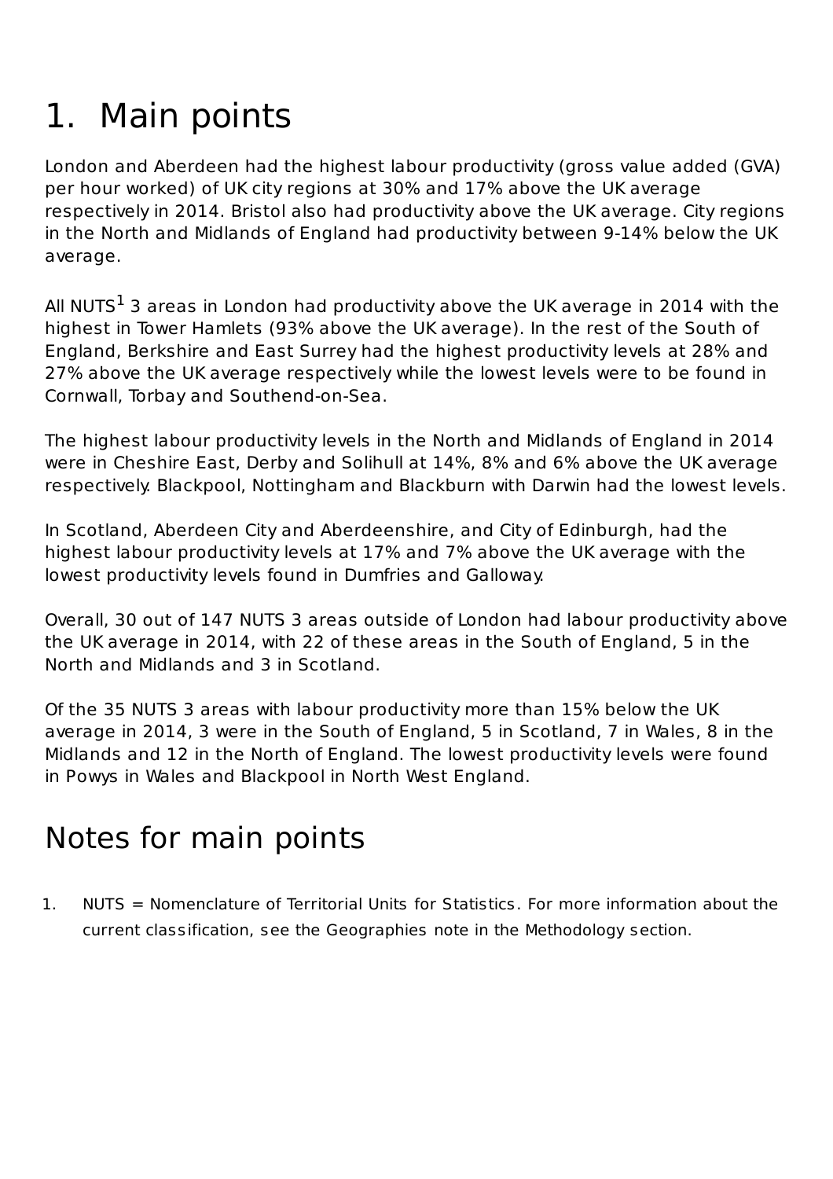# 1. Main points

London and Aberdeen had the highest labour productivity (gross value added (GVA) per hour worked) of UK city regions at 30% and 17% above the UK average respectively in 2014. Bristol also had productivity above the UK average. City regions in the North and Midlands of England had productivity between 9-14% below the UK average.

All NUTS[1] 3 areas in London had productivity above the UK average in 2014 with the highest in Tower Hamlets (93% above the UK average). In the rest of the South of England, Berkshire and East Surrey had the highest productivity levels at 28% and 27% above the UK average respectively while the lowest levels were to be found in Cornwall, Torbay and Southend-on-Sea.

The highest labour productivity levels in the North and Midlands of England in 2014 were in Cheshire East, Derby and Solihull at 14%, 8% and 6% above the UK average respectively. Blackpool, Nottingham and Blackburn with Darwin had the lowest levels.

In Scotland, Aberdeen City and Aberdeenshire, and City of Edinburgh, had the highest labour productivity levels at 17% and 7% above the UK average with the lowest productivity levels found in Dumfries and Galloway.

Overall, 30 out of 147 NUTS 3 areas outside of London had labour productivity above the UK average in 2014, with 22 of these areas in the South of England, 5 in the North and Midlands and 3 in Scotland.

Of the 35 NUTS 3 areas with labour productivity more than 15% below the UK average in 2014, 3 were in the South of England, 5 in Scotland, 7 in Wales, 8 in the Midlands and 12 in the North of England. The lowest productivity levels were found in Powys in Wales and Blackpool in North West England.

# Notes for main points

1. NUTS = Nomenclature of Territorial Units for Statistics. For more information about the current classification, see the Geographies note in the Methodology section.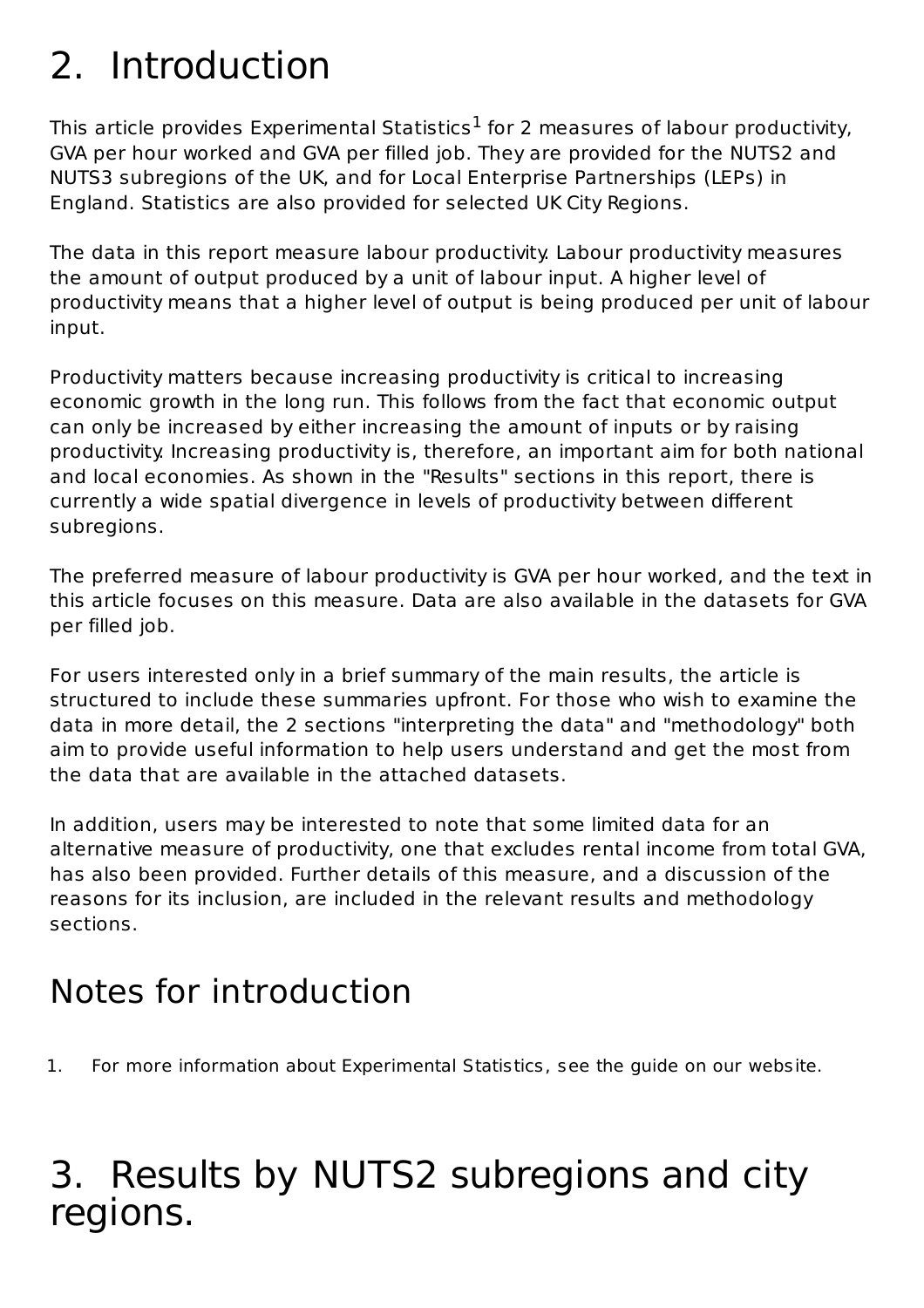## 2. Introduction

This article provides Experimental Statistics[1] for 2 measures of labour productivity, GVA per hour worked and GVA per filled job. They are provided for the NUTS2 and NUTS3 subregions of the UK, and for Local Enterprise Partnerships (LEPs) in England. Statistics are also provided for selected UK City Regions.

The data in this report measure labour productivity. Labour productivity measures the amount of output produced by a unit of labour input. A higher level of productivity means that a higher level of output is being produced per unit of labour input.

Productivity matters because increasing productivity is critical to increasing economic growth in the long run. This follows from the fact that economic output can only be increased by either increasing the amount of inputs or by raising productivity. Increasing productivity is, therefore, an important aim for both national and local economies. As shown in the "Results" sections in this report, there is currently a wide spatial divergence in levels of productivity between different subregions.

The preferred measure of labour productivity is GVA per hour worked, and the text in this article focuses on this measure. Data are also available in the datasets for GVA per filled job.

For users interested only in a brief summary of the main results, the article is structured to include these summaries upfront. For those who wish to examine the data in more detail, the 2 sections "interpreting the data" and "methodology" both aim to provide useful information to help users understand and get the most from the data that are available in the attached datasets.

In addition, users may be interested to note that some limited data for an alternative measure of productivity, one that excludes rental income from total GVA, has also been provided. Further details of this measure, and a discussion of the reasons for its inclusion, are included in the relevant results and methodology sections.

## Notes for introduction

1. For more information about Experimental Statistics, see the guide on our website.

## 3. Results by NUTS2 subregions and city regions.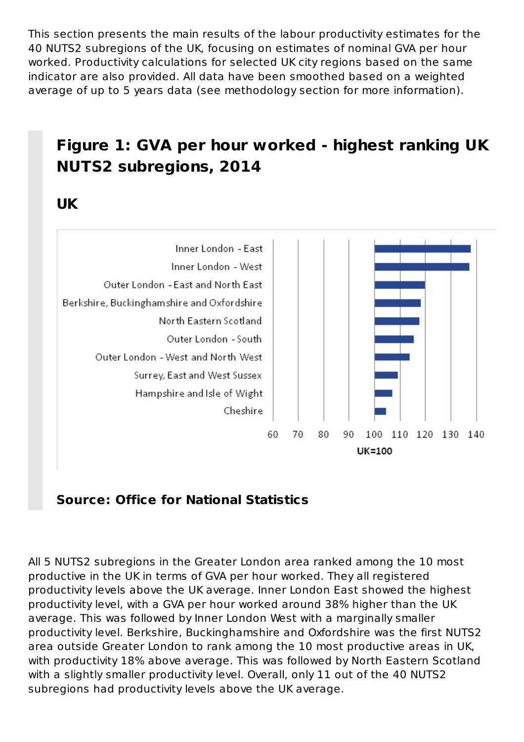This section presents the main results of the labour productivity estimates for the 40 NUTS2 subregions of the UK, focusing on estimates of nominal GVA per hour worked. Productivity calculations for selected UK city regions based on the same indicator are also provided. All data have been smoothed based on a weighted average of up to 5 years data (see methodology section for more information).

## Figure 1: GVA per hour worked - highest ranking UK NUTS2 subregions, 2014

### UK

**Source: Office for National Statistics**

All 5 NUTS2 subregions in the Greater London area ranked among the 10 most productive in the UK in terms of GVA per hour worked. They all registered productivity levels above the UK average. Inner London East showed the highest productivity level, with a GVA per hour worked around 38% higher than the UK average. This was followed by Inner London West with a marginally smaller productivity level. Berkshire, Buckinghamshire and Oxfordshire was the first NUTS2 area outside Greater London to rank among the 10 most productive areas in UK, with productivity 18% above average. This was followed by North Eastern Scotland with a slightly smaller productivity level. Overall, only 11 out of the 40 NUTS2 subregions had productivity levels above the UK average.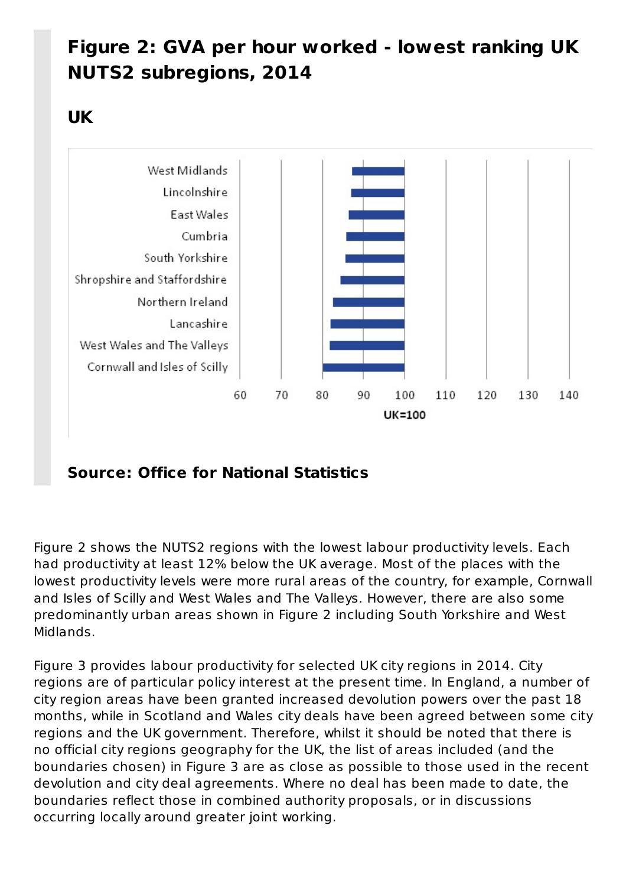## Figure 2: GVA per hour worked - lowest ranking UK NUTS2 subregions, 2014

### UK

**Source: Office for National Statistics**

Figure 2 shows the NUTS2 regions with the lowest labour productivity levels. Each had productivity at least 12% below the UK average. Most of the places with the lowest productivity levels were more rural areas of the country, for example, Cornwall and Isles of Scilly and West Wales and The Valleys. However, there are also some predominantly urban areas shown in Figure 2 including South Yorkshire and West Midlands.

Figure 3 provides labour productivity for selected UK city regions in 2014. City regions are of particular policy interest at the present time. In England, a number of city region areas have been granted increased devolution powers over the past 18 months, while in Scotland and Wales city deals have been agreed between some city regions and the UK government. Therefore, whilst it should be noted that there is no official city regions geography for the UK, the list of areas included (and the boundaries chosen) in Figure 3 are as close as possible to those used in the recent devolution and city deal agreements. Where no deal has been made to date, the boundaries reflect those in combined authority proposals, or in discussions occurring locally around greater joint working.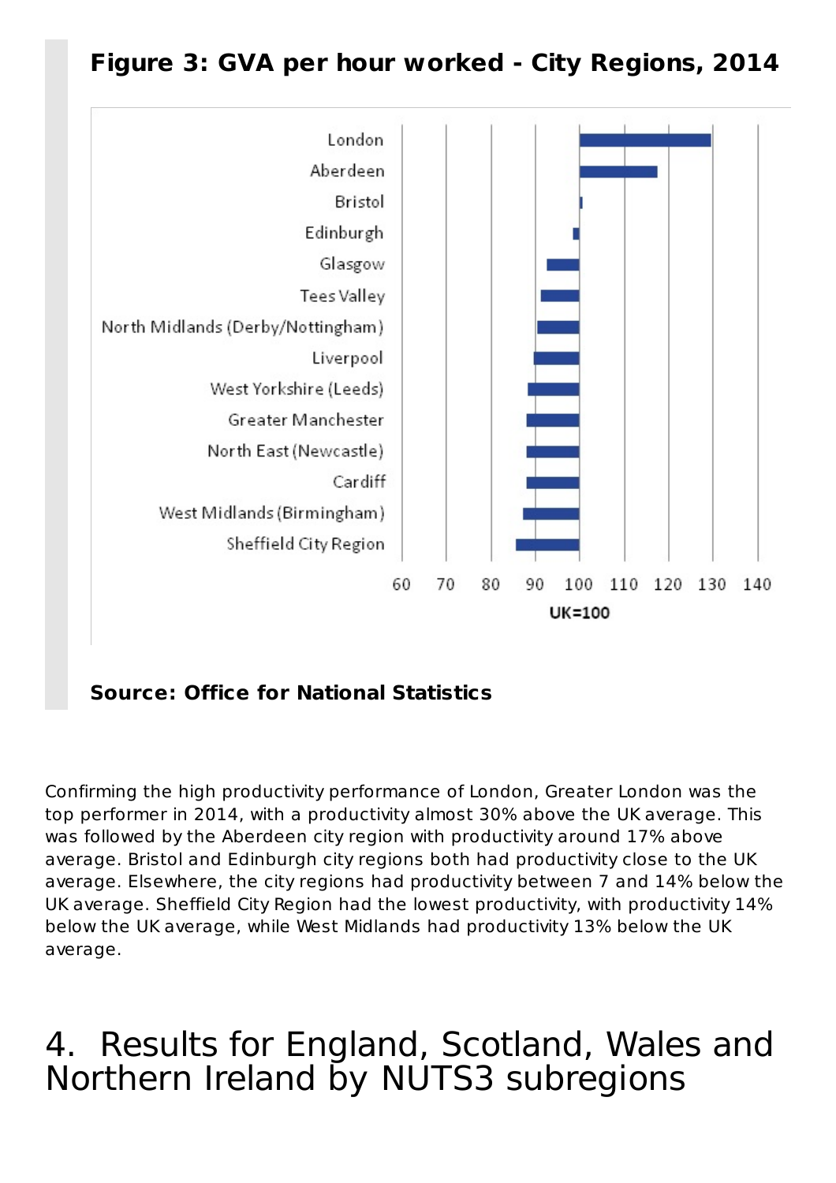**Figure 3: GVA per hour worked - City Regions, 2014**

**Source: Office for National Statistics**

Confirming the high productivity performance of London, Greater London was the top performer in 2014, with a productivity almost 30% above the UK average. This was followed by the Aberdeen city region with productivity around 17% above average. Bristol and Edinburgh city regions both had productivity close to the UK average. Elsewhere, the city regions had productivity between 7 and 14% below the UK average. Sheffield City Region had the lowest productivity, with productivity 14% below the UK average, while West Midlands had productivity 13% below the UK average.

# 4. Results for England, Scotland, Wales and Northern Ireland by NUTS3 subregions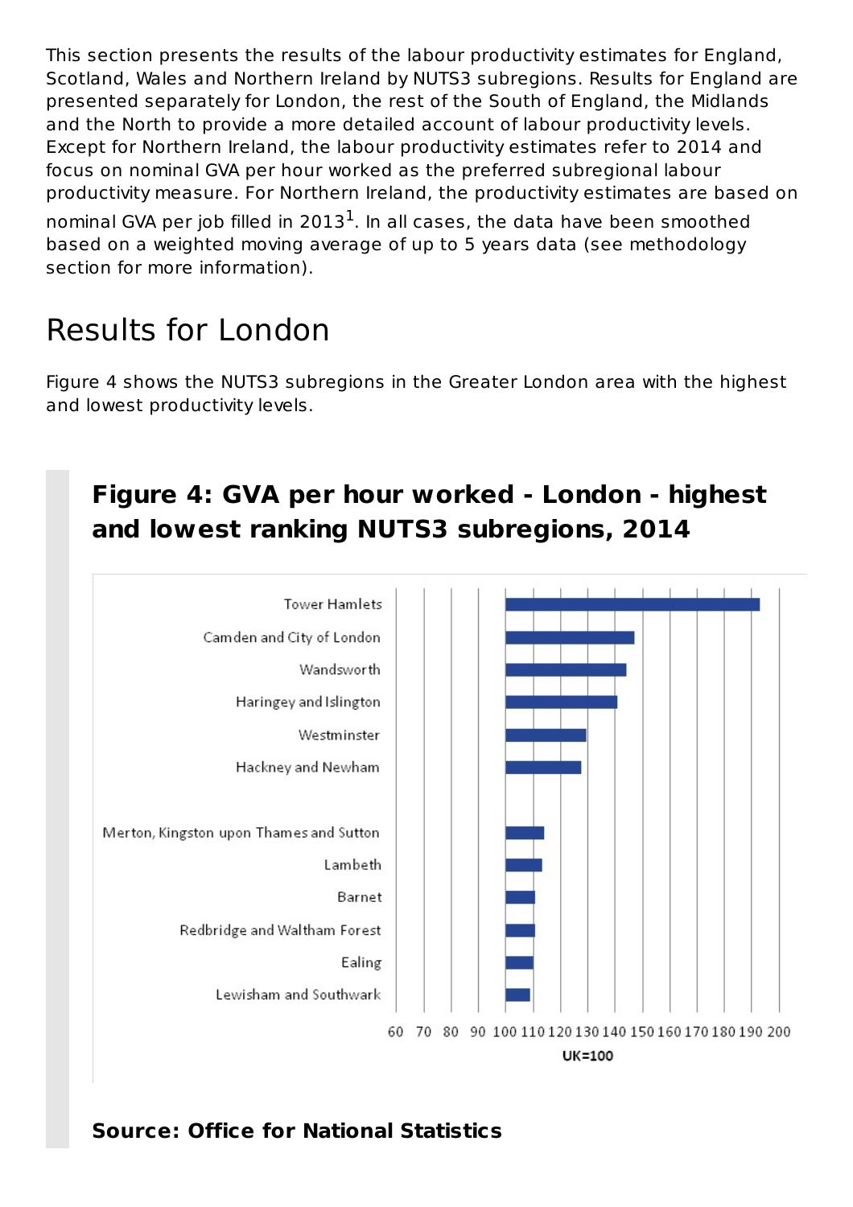This section presents the results of the labour productivity estimates for England, Scotland, Wales and Northern Ireland by NUTS3 subregions. Results for England are presented separately for London, the rest of the South of England, the Midlands and the North to provide a more detailed account of labour productivity levels. Except for Northern Ireland, the labour productivity estimates refer to 2014 and focus on nominal GVA per hour worked as the preferred subregional labour productivity measure. For Northern Ireland, the productivity estimates are based on nominal GVA per job filled in 2013[1]. In all cases, the data have been smoothed based on a weighted moving average of up to 5 years data (see methodology section for more information).

## Results for London

Figure 4 shows the NUTS3 subregions in the Greater London area with the highest and lowest productivity levels.

### Figure 4: GVA per hour worked - London - highest and lowest ranking NUTS3 subregions, 2014

Tower Hamlets
Camden and City of London
Wandsworth
Haringey and Islington
Westminster
Hackney and Newham

Merton, Kingston upon Thames and Sutton
Lambeth
Barnet
Redbridge and Waltham Forest
Ealing
Lewisham and Southwark

60 70 80 90 100 110 120 130 140 150 160 170 180 190 200

UK=100

**Source: Office for National Statistics**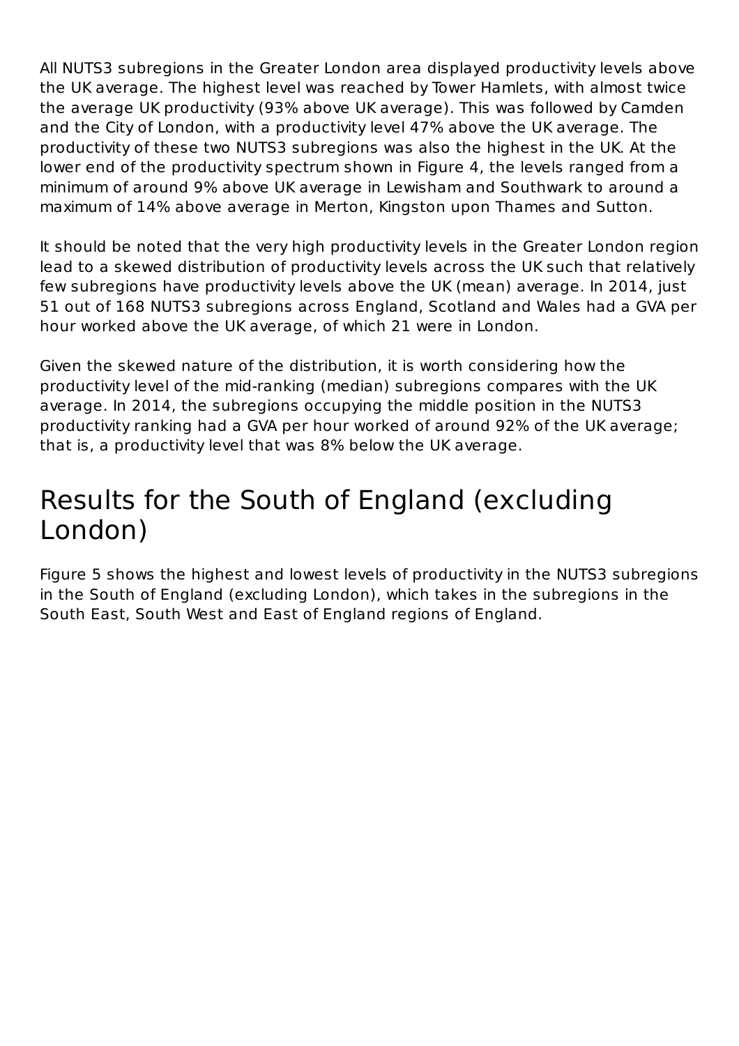All NUTS3 subregions in the Greater London area displayed productivity levels above the UK average. The highest level was reached by Tower Hamlets, with almost twice the average UK productivity (93% above UK average). This was followed by Camden and the City of London, with a productivity level 47% above the UK average. The productivity of these two NUTS3 subregions was also the highest in the UK. At the lower end of the productivity spectrum shown in Figure 4, the levels ranged from a minimum of around 9% above UK average in Lewisham and Southwark to around a maximum of 14% above average in Merton, Kingston upon Thames and Sutton.

It should be noted that the very high productivity levels in the Greater London region lead to a skewed distribution of productivity levels across the UK such that relatively few subregions have productivity levels above the UK (mean) average. In 2014, just 51 out of 168 NUTS3 subregions across England, Scotland and Wales had a GVA per hour worked above the UK average, of which 21 were in London.

Given the skewed nature of the distribution, it is worth considering how the productivity level of the mid-ranking (median) subregions compares with the UK average. In 2014, the subregions occupying the middle position in the NUTS3 productivity ranking had a GVA per hour worked of around 92% of the UK average; that is, a productivity level that was 8% below the UK average.

## Results for the South of England (excluding London)

Figure 5 shows the highest and lowest levels of productivity in the NUTS3 subregions in the South of England (excluding London), which takes in the subregions in the South East, South West and East of England regions of England.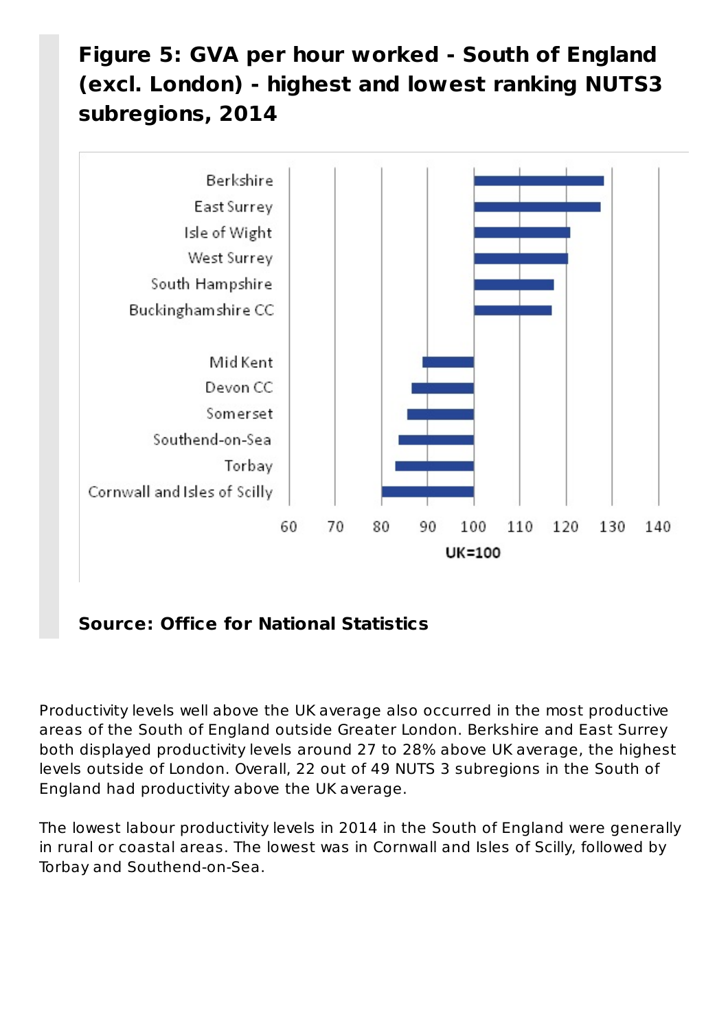### Figure 5: GVA per hour worked - South of England (excl. London) - highest and lowest ranking NUTS3 subregions, 2014

Berkshire
East Surrey
Isle of Wight
West Surrey
South Hampshire
Buckinghamshire CC

Mid Kent
Devon CC
Somerset
Southend-on-Sea
Torbay
Cornwall and Isles of Scilly

60 70 80 90 100 110 120 130 140

UK=100

**Source: Office for National Statistics**

Productivity levels well above the UK average also occurred in the most productive areas of the South of England outside Greater London. Berkshire and East Surrey both displayed productivity levels around 27 to 28% above UK average, the highest levels outside of London. Overall, 22 out of 49 NUTS 3 subregions in the South of England had productivity above the UK average.

The lowest labour productivity levels in 2014 in the South of England were generally in rural or coastal areas. The lowest was in Cornwall and Isles of Scilly, followed by Torbay and Southend-on-Sea.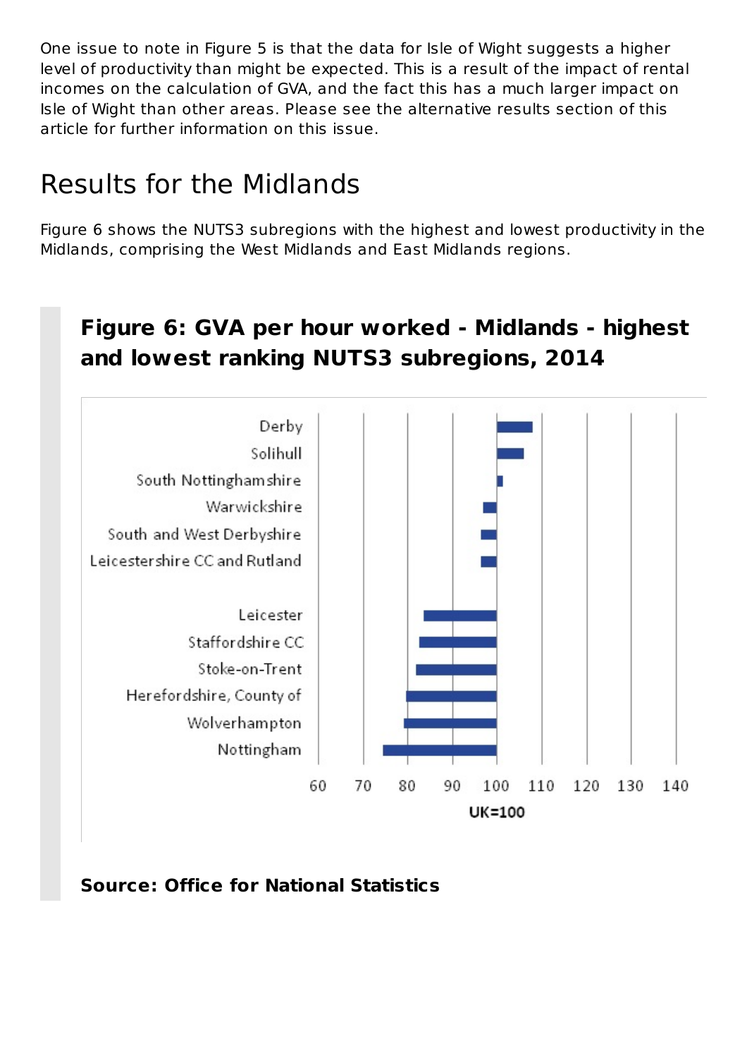One issue to note in Figure 5 is that the data for Isle of Wight suggests a higher level of productivity than might be expected. This is a result of the impact of rental incomes on the calculation of GVA, and the fact this has a much larger impact on Isle of Wight than other areas. Please see the alternative results section of this article for further information on this issue.

## Results for the Midlands

Figure 6 shows the NUTS3 subregions with the highest and lowest productivity in the Midlands, comprising the West Midlands and East Midlands regions.

### Figure 6: GVA per hour worked - Midlands - highest and lowest ranking NUTS3 subregions, 2014

**Source: Office for National Statistics**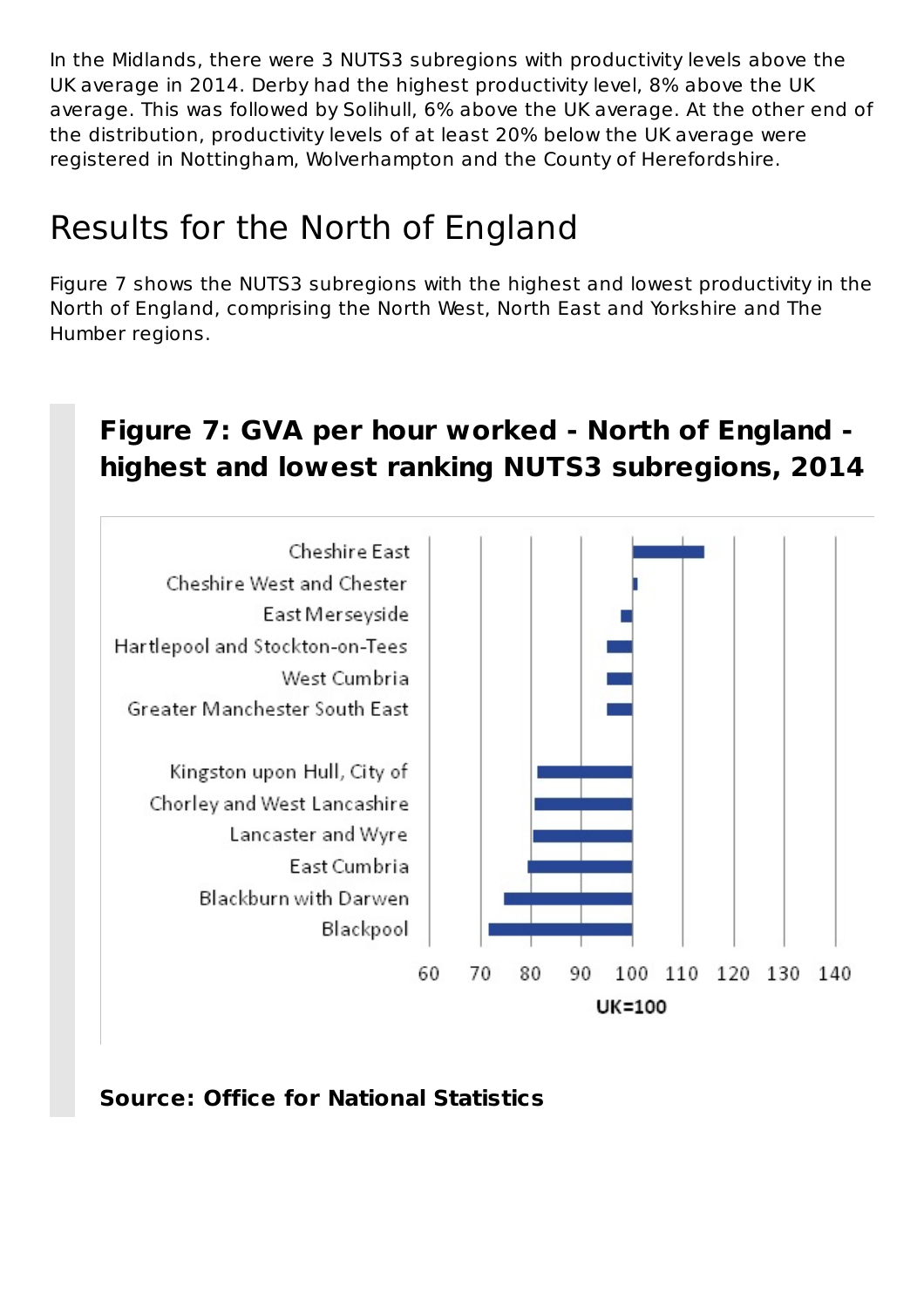In the Midlands, there were 3 NUTS3 subregions with productivity levels above the UK average in 2014. Derby had the highest productivity level, 8% above the UK average. This was followed by Solihull, 6% above the UK average. At the other end of the distribution, productivity levels of at least 20% below the UK average were registered in Nottingham, Wolverhampton and the County of Herefordshire.

## Results for the North of England

Figure 7 shows the NUTS3 subregions with the highest and lowest productivity in the North of England, comprising the North West, North East and Yorkshire and The Humber regions.

### Figure 7: GVA per hour worked - North of England - highest and lowest ranking NUTS3 subregions, 2014

**Source: Office for National Statistics**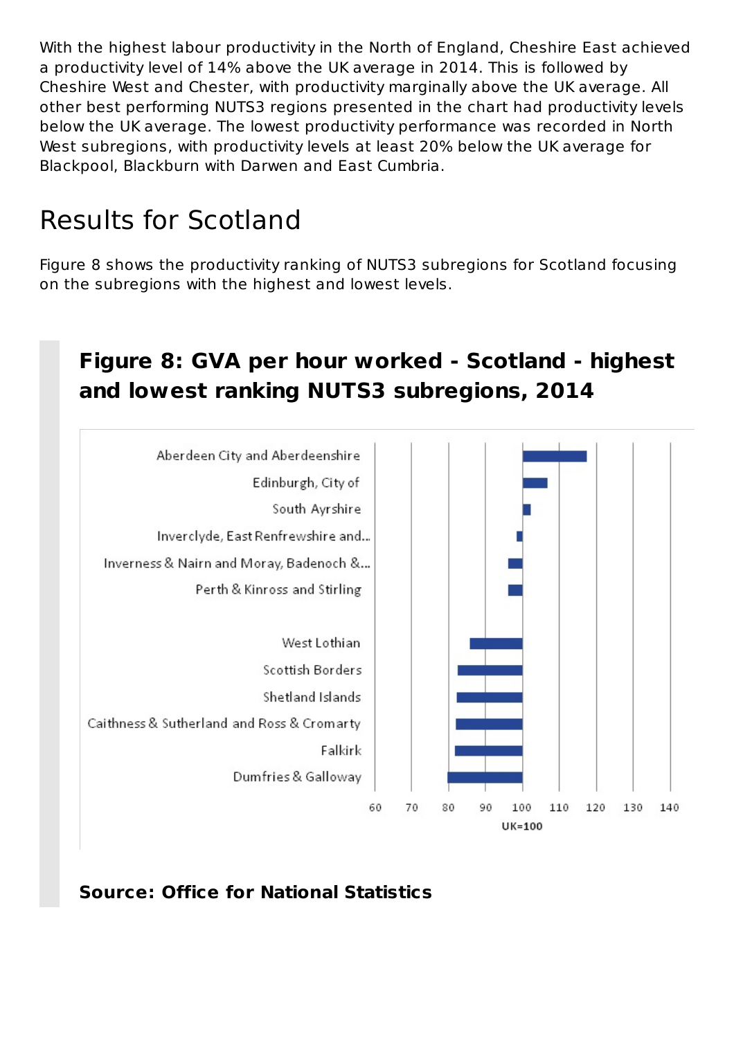With the highest labour productivity in the North of England, Cheshire East achieved a productivity level of 14% above the UK average in 2014. This is followed by Cheshire West and Chester, with productivity marginally above the UK average. All other best performing NUTS3 regions presented in the chart had productivity levels below the UK average. The lowest productivity performance was recorded in North West subregions, with productivity levels at least 20% below the UK average for Blackpool, Blackburn with Darwen and East Cumbria.

## Results for Scotland

Figure 8 shows the productivity ranking of NUTS3 subregions for Scotland focusing on the subregions with the highest and lowest levels.

### Figure 8: GVA per hour worked - Scotland - highest and lowest ranking NUTS3 subregions, 2014

**Source: Office for National Statistics**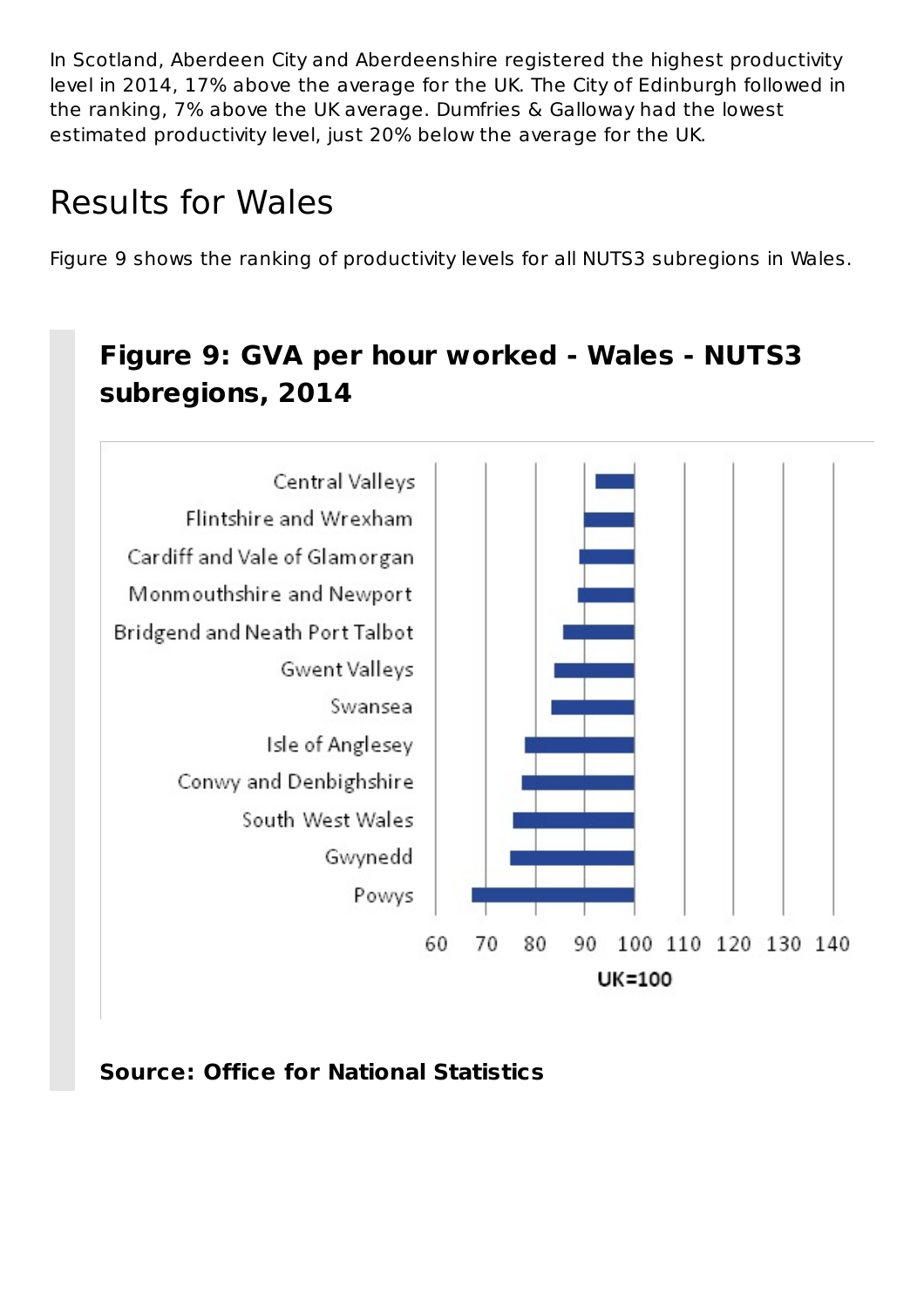In Scotland, Aberdeen City and Aberdeenshire registered the highest productivity level in 2014, 17% above the average for the UK. The City of Edinburgh followed in the ranking, 7% above the UK average. Dumfries & Galloway had the lowest estimated productivity level, just 20% below the average for the UK.

## Results for Wales

Figure 9 shows the ranking of productivity levels for all NUTS3 subregions in Wales.

### Figure 9: GVA per hour worked - Wales - NUTS3 subregions, 2014

**Source: Office for National Statistics**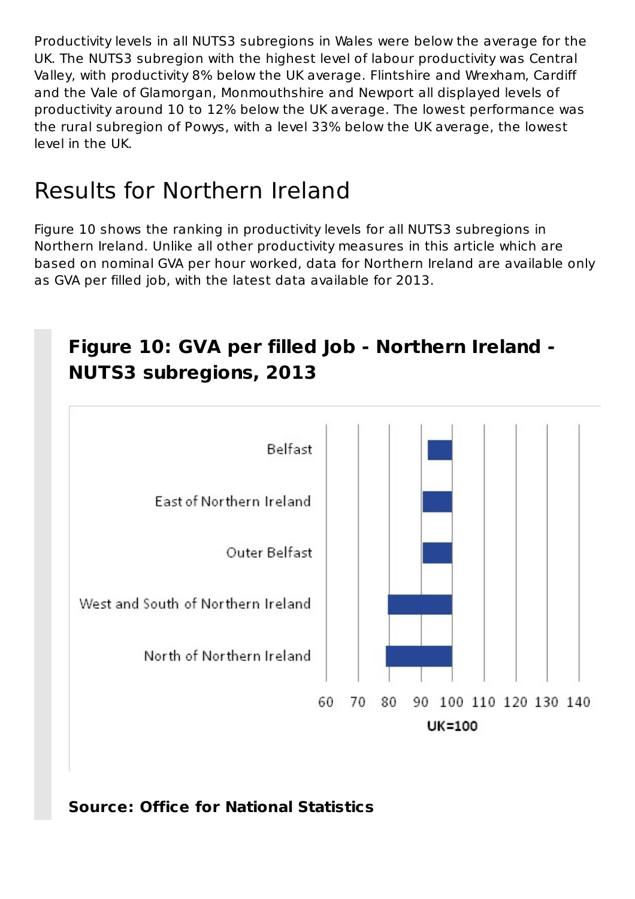Productivity levels in all NUTS3 subregions in Wales were below the average for the UK. The NUTS3 subregion with the highest level of labour productivity was Central Valley, with productivity 8% below the UK average. Flintshire and Wrexham, Cardiff and the Vale of Glamorgan, Monmouthshire and Newport all displayed levels of productivity around 10 to 12% below the UK average. The lowest performance was the rural subregion of Powys, with a level 33% below the UK average, the lowest level in the UK.

## Results for Northern Ireland

Figure 10 shows the ranking in productivity levels for all NUTS3 subregions in Northern Ireland. Unlike all other productivity measures in this article which are based on nominal GVA per hour worked, data for Northern Ireland are available only as GVA per filled job, with the latest data available for 2013.

### Figure 10: GVA per filled Job - Northern Ireland - NUTS3 subregions, 2013

Belfast

East of Northern Ireland

Outer Belfast

West and South of Northern Ireland

North of Northern Ireland

60 70 80 90 100 110 120 130 140

UK=100

**Source: Office for National Statistics**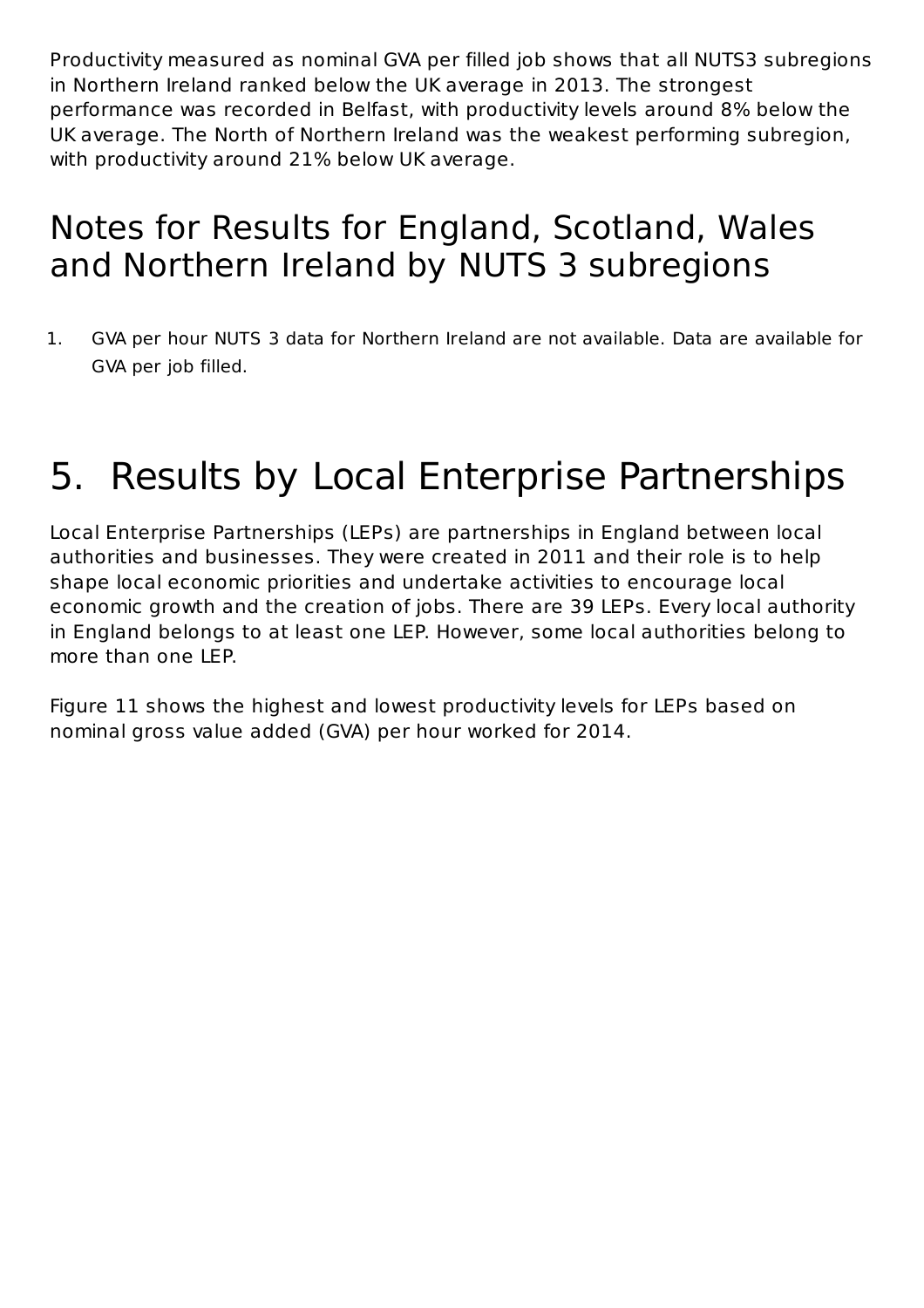Productivity measured as nominal GVA per filled job shows that all NUTS3 subregions in Northern Ireland ranked below the UK average in 2013. The strongest performance was recorded in Belfast, with productivity levels around 8% below the UK average. The North of Northern Ireland was the weakest performing subregion, with productivity around 21% below UK average.

## Notes for Results for England, Scotland, Wales and Northern Ireland by NUTS 3 subregions

1. GVA per hour NUTS 3 data for Northern Ireland are not available. Data are available for GVA per job filled.

# 5. Results by Local Enterprise Partnerships

Local Enterprise Partnerships (LEPs) are partnerships in England between local authorities and businesses. They were created in 2011 and their role is to help shape local economic priorities and undertake activities to encourage local economic growth and the creation of jobs. There are 39 LEPs. Every local authority in England belongs to at least one LEP. However, some local authorities belong to more than one LEP.

Figure 11 shows the highest and lowest productivity levels for LEPs based on nominal gross value added (GVA) per hour worked for 2014.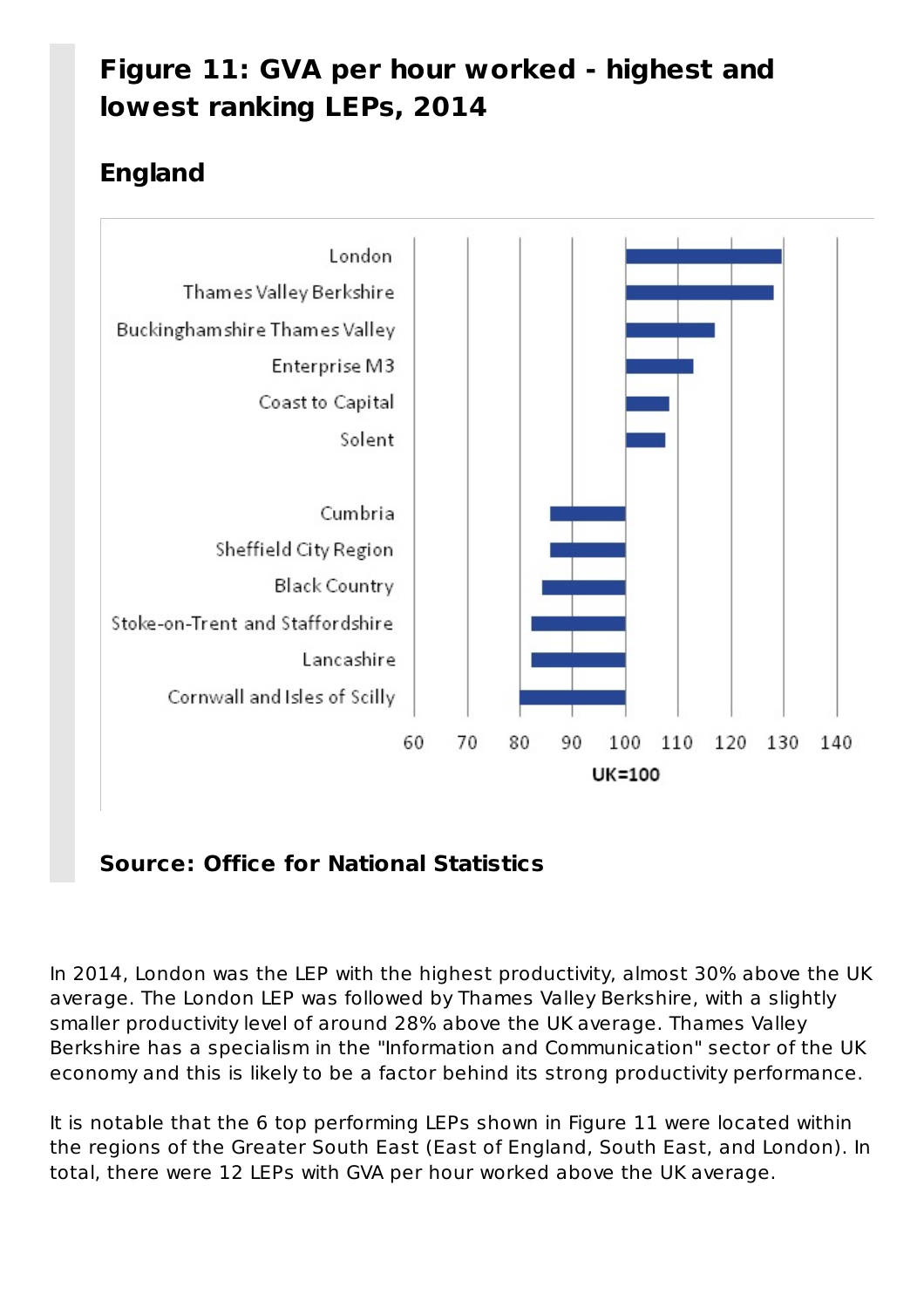## Figure 11: GVA per hour worked - highest and lowest ranking LEPs, 2014

### England

**Source: Office for National Statistics**

In 2014, London was the LEP with the highest productivity, almost 30% above the UK average. The London LEP was followed by Thames Valley Berkshire, with a slightly smaller productivity level of around 28% above the UK average. Thames Valley Berkshire has a specialism in the "Information and Communication" sector of the UK economy and this is likely to be a factor behind its strong productivity performance.

It is notable that the 6 top performing LEPs shown in Figure 11 were located within the regions of the Greater South East (East of England, South East, and London). In total, there were 12 LEPs with GVA per hour worked above the UK average.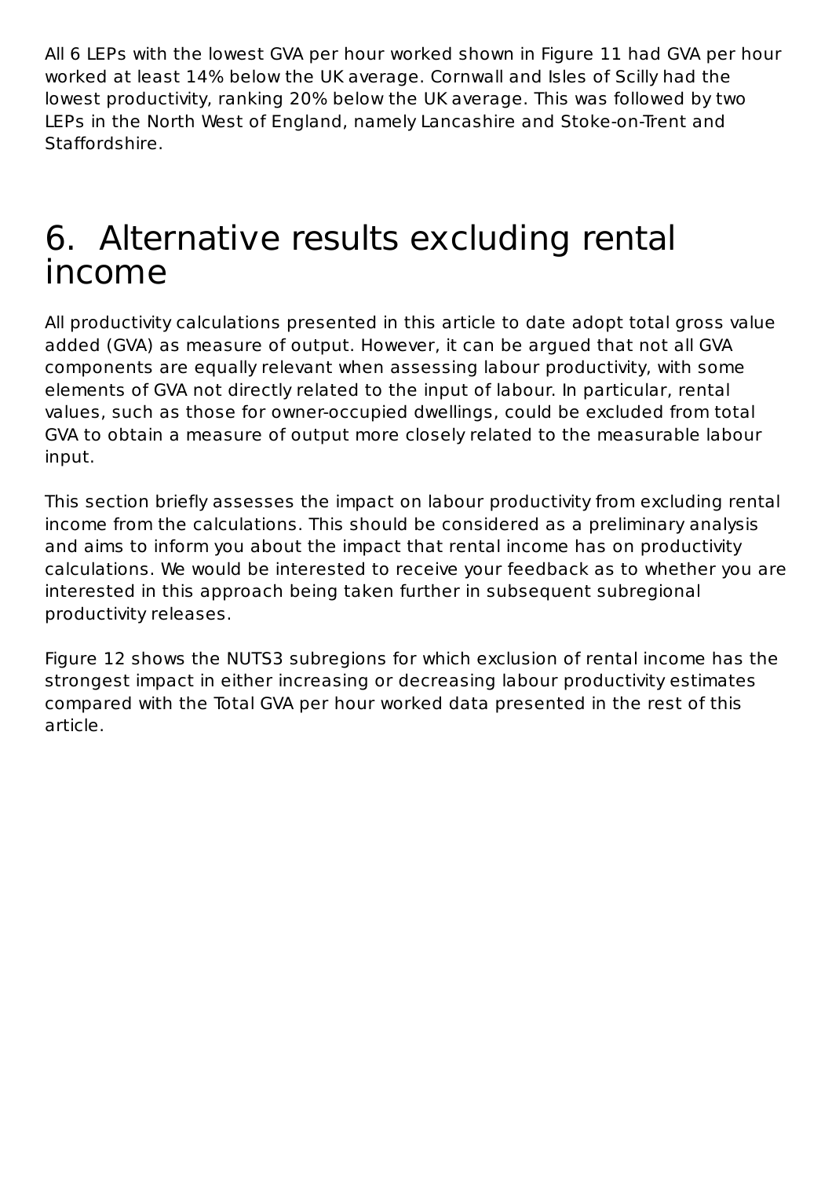All 6 LEPs with the lowest GVA per hour worked shown in Figure 11 had GVA per hour worked at least 14% below the UK average. Cornwall and Isles of Scilly had the lowest productivity, ranking 20% below the UK average. This was followed by two LEPs in the North West of England, namely Lancashire and Stoke-on-Trent and Staffordshire.

# 6. Alternative results excluding rental income

All productivity calculations presented in this article to date adopt total gross value added (GVA) as measure of output. However, it can be argued that not all GVA components are equally relevant when assessing labour productivity, with some elements of GVA not directly related to the input of labour. In particular, rental values, such as those for owner-occupied dwellings, could be excluded from total GVA to obtain a measure of output more closely related to the measurable labour input.

This section briefly assesses the impact on labour productivity from excluding rental income from the calculations. This should be considered as a preliminary analysis and aims to inform you about the impact that rental income has on productivity calculations. We would be interested to receive your feedback as to whether you are interested in this approach being taken further in subsequent subregional productivity releases.

Figure 12 shows the NUTS3 subregions for which exclusion of rental income has the strongest impact in either increasing or decreasing labour productivity estimates compared with the Total GVA per hour worked data presented in the rest of this article.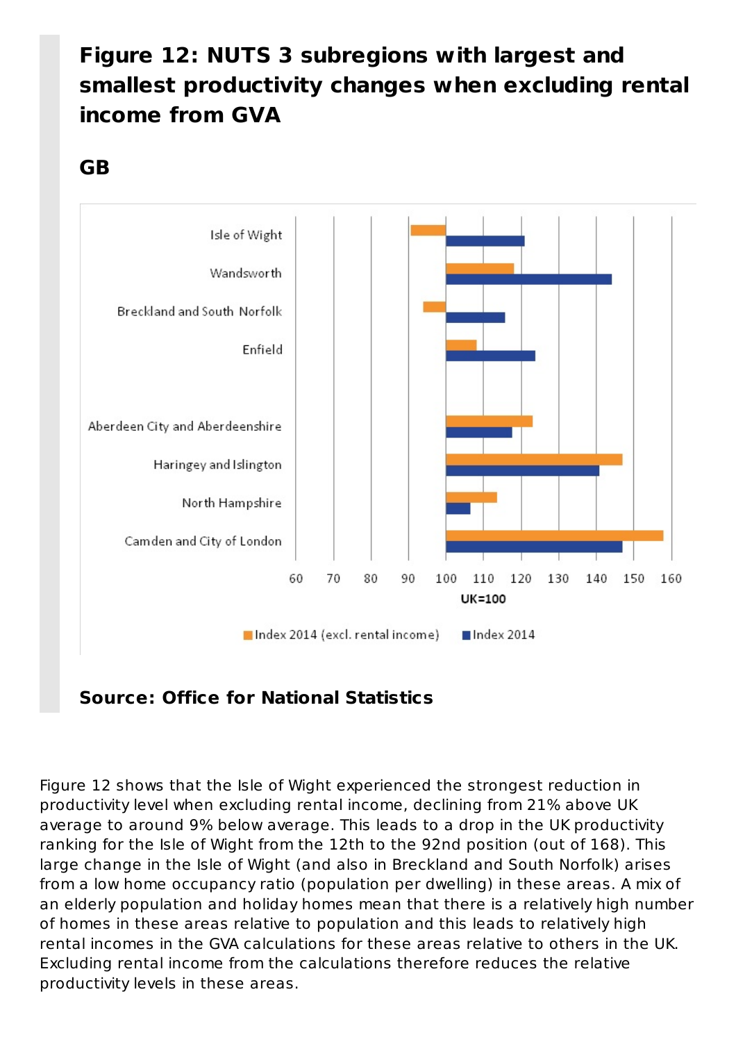### Figure 12: NUTS 3 subregions with largest and smallest productivity changes when excluding rental income from GVA

#### GB

**Source: Office for National Statistics**

Figure 12 shows that the Isle of Wight experienced the strongest reduction in productivity level when excluding rental income, declining from 21% above UK average to around 9% below average. This leads to a drop in the UK productivity ranking for the Isle of Wight from the 12th to the 92nd position (out of 168). This large change in the Isle of Wight (and also in Breckland and South Norfolk) arises from a low home occupancy ratio (population per dwelling) in these areas. A mix of an elderly population and holiday homes mean that there is a relatively high number of homes in these areas relative to population and this leads to relatively high rental incomes in the GVA calculations for these areas relative to others in the UK. Excluding rental income from the calculations therefore reduces the relative productivity levels in these areas.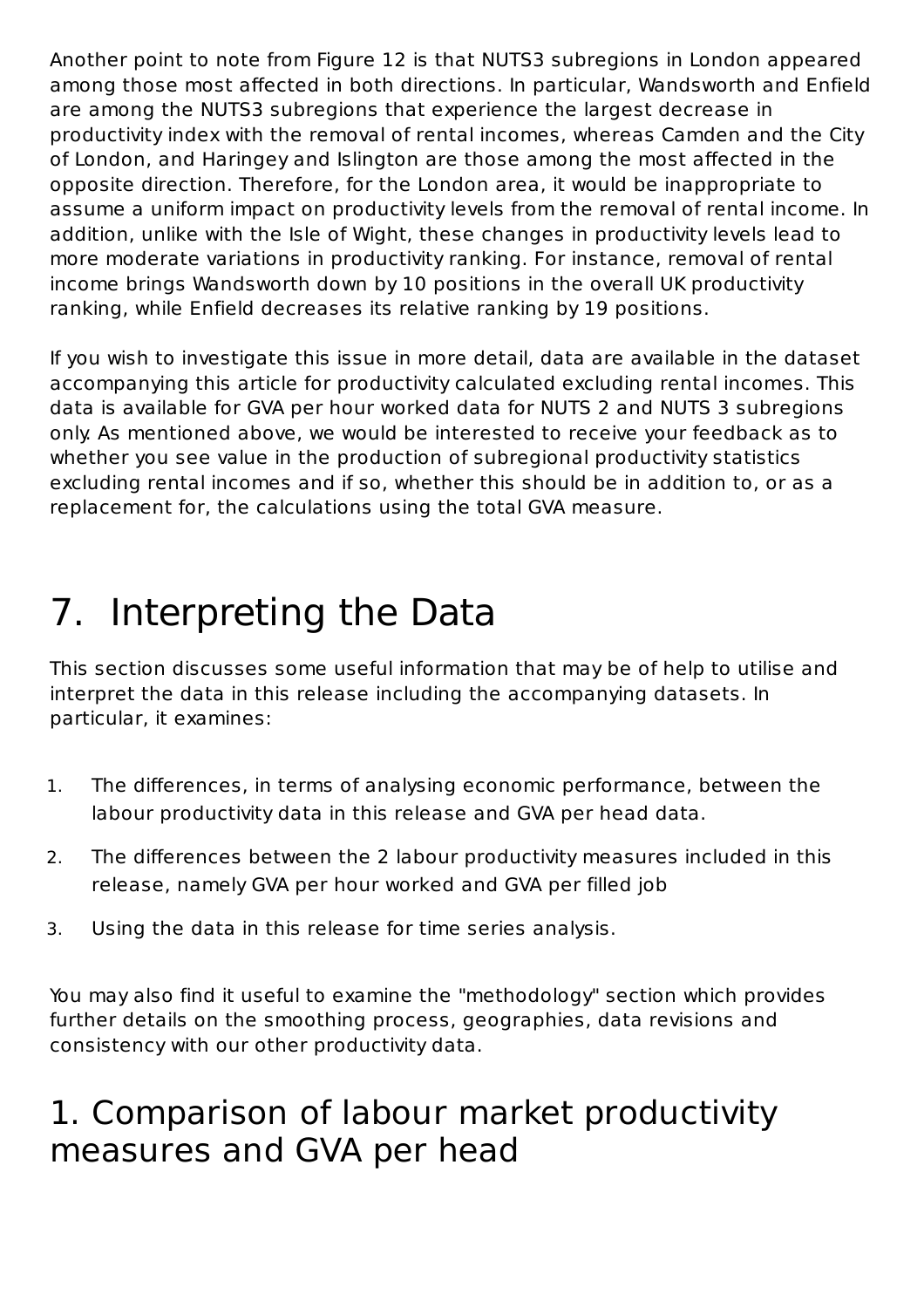Another point to note from Figure 12 is that NUTS3 subregions in London appeared among those most affected in both directions. In particular, Wandsworth and Enfield are among the NUTS3 subregions that experience the largest decrease in productivity index with the removal of rental incomes, whereas Camden and the City of London, and Haringey and Islington are those among the most affected in the opposite direction. Therefore, for the London area, it would be inappropriate to assume a uniform impact on productivity levels from the removal of rental income. In addition, unlike with the Isle of Wight, these changes in productivity levels lead to more moderate variations in productivity ranking. For instance, removal of rental income brings Wandsworth down by 10 positions in the overall UK productivity ranking, while Enfield decreases its relative ranking by 19 positions.

If you wish to investigate this issue in more detail, data are available in the dataset accompanying this article for productivity calculated excluding rental incomes. This data is available for GVA per hour worked data for NUTS 2 and NUTS 3 subregions only. As mentioned above, we would be interested to receive your feedback as to whether you see value in the production of subregional productivity statistics excluding rental incomes and if so, whether this should be in addition to, or as a replacement for, the calculations using the total GVA measure.

# 7. Interpreting the Data

This section discusses some useful information that may be of help to utilise and interpret the data in this release including the accompanying datasets. In particular, it examines:

1. The differences, in terms of analysing economic performance, between the labour productivity data in this release and GVA per head data.
2. The differences between the 2 labour productivity measures included in this release, namely GVA per hour worked and GVA per filled job
3. Using the data in this release for time series analysis.

You may also find it useful to examine the "methodology" section which provides further details on the smoothing process, geographies, data revisions and consistency with our other productivity data.

## 1. Comparison of labour market productivity measures and GVA per head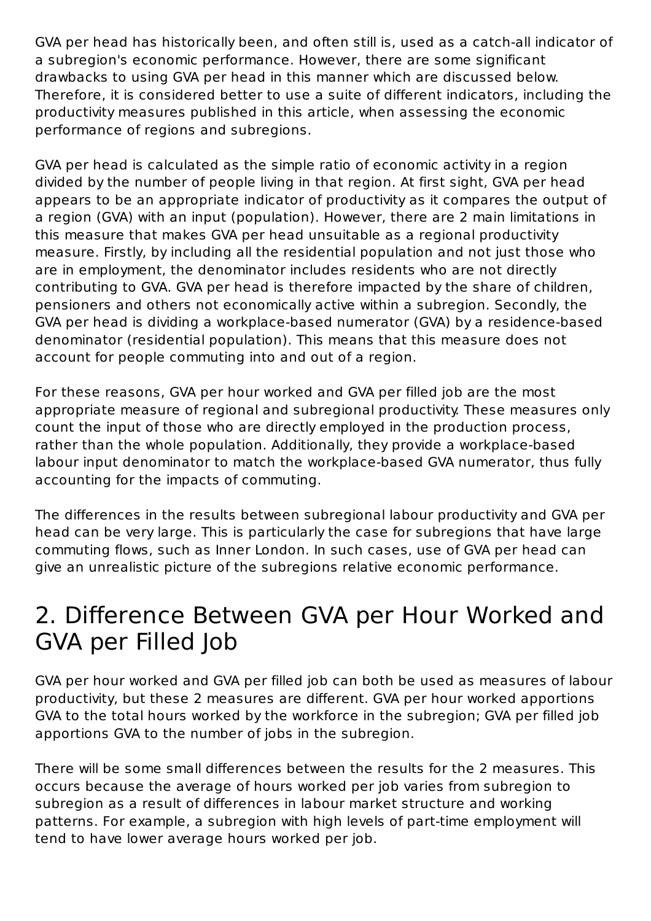GVA per head has historically been, and often still is, used as a catch-all indicator of a subregion's economic performance. However, there are some significant drawbacks to using GVA per head in this manner which are discussed below. Therefore, it is considered better to use a suite of different indicators, including the productivity measures published in this article, when assessing the economic performance of regions and subregions.

GVA per head is calculated as the simple ratio of economic activity in a region divided by the number of people living in that region. At first sight, GVA per head appears to be an appropriate indicator of productivity as it compares the output of a region (GVA) with an input (population). However, there are 2 main limitations in this measure that makes GVA per head unsuitable as a regional productivity measure. Firstly, by including all the residential population and not just those who are in employment, the denominator includes residents who are not directly contributing to GVA. GVA per head is therefore impacted by the share of children, pensioners and others not economically active within a subregion. Secondly, the GVA per head is dividing a workplace-based numerator (GVA) by a residence-based denominator (residential population). This means that this measure does not account for people commuting into and out of a region.

For these reasons, GVA per hour worked and GVA per filled job are the most appropriate measure of regional and subregional productivity. These measures only count the input of those who are directly employed in the production process, rather than the whole population. Additionally, they provide a workplace-based labour input denominator to match the workplace-based GVA numerator, thus fully accounting for the impacts of commuting.

The differences in the results between subregional labour productivity and GVA per head can be very large. This is particularly the case for subregions that have large commuting flows, such as Inner London. In such cases, use of GVA per head can give an unrealistic picture of the subregions relative economic performance.

## 2. Difference Between GVA per Hour Worked and GVA per Filled Job

GVA per hour worked and GVA per filled job can both be used as measures of labour productivity, but these 2 measures are different. GVA per hour worked apportions GVA to the total hours worked by the workforce in the subregion; GVA per filled job apportions GVA to the number of jobs in the subregion.

There will be some small differences between the results for the 2 measures. This occurs because the average of hours worked per job varies from subregion to subregion as a result of differences in labour market structure and working patterns. For example, a subregion with high levels of part-time employment will tend to have lower average hours worked per job.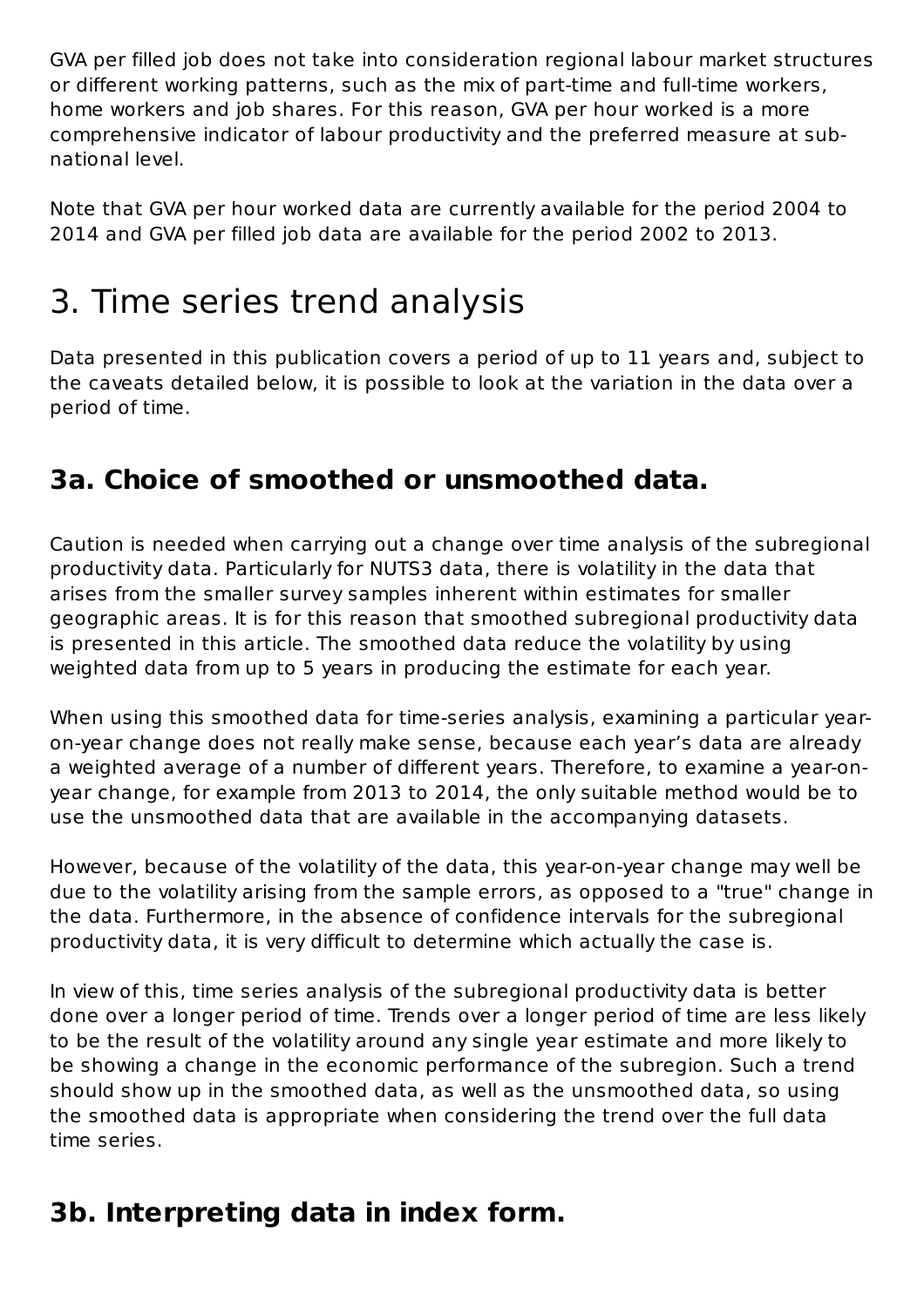GVA per filled job does not take into consideration regional labour market structures or different working patterns, such as the mix of part-time and full-time workers, home workers and job shares. For this reason, GVA per hour worked is a more comprehensive indicator of labour productivity and the preferred measure at sub-national level.

Note that GVA per hour worked data are currently available for the period 2004 to 2014 and GVA per filled job data are available for the period 2002 to 2013.

# 3. Time series trend analysis

Data presented in this publication covers a period of up to 11 years and, subject to the caveats detailed below, it is possible to look at the variation in the data over a period of time.

## 3a. Choice of smoothed or unsmoothed data.

Caution is needed when carrying out a change over time analysis of the subregional productivity data. Particularly for NUTS3 data, there is volatility in the data that arises from the smaller survey samples inherent within estimates for smaller geographic areas. It is for this reason that smoothed subregional productivity data is presented in this article. The smoothed data reduce the volatility by using weighted data from up to 5 years in producing the estimate for each year.

When using this smoothed data for time-series analysis, examining a particular year-on-year change does not really make sense, because each year's data are already a weighted average of a number of different years. Therefore, to examine a year-on-year change, for example from 2013 to 2014, the only suitable method would be to use the unsmoothed data that are available in the accompanying datasets.

However, because of the volatility of the data, this year-on-year change may well be due to the volatility arising from the sample errors, as opposed to a "true" change in the data. Furthermore, in the absence of confidence intervals for the subregional productivity data, it is very difficult to determine which actually the case is.

In view of this, time series analysis of the subregional productivity data is better done over a longer period of time. Trends over a longer period of time are less likely to be the result of the volatility around any single year estimate and more likely to be showing a change in the economic performance of the subregion. Such a trend should show up in the smoothed data, as well as the unsmoothed data, so using the smoothed data is appropriate when considering the trend over the full data time series.

## 3b. Interpreting data in index form.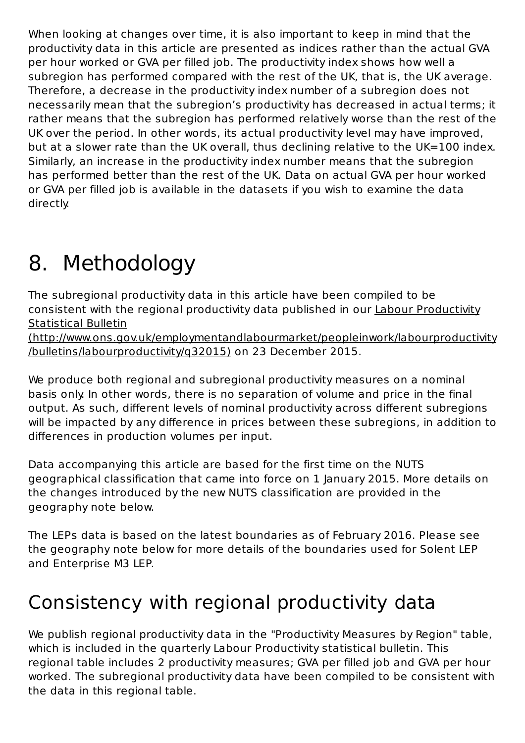When looking at changes over time, it is also important to keep in mind that the productivity data in this article are presented as indices rather than the actual GVA per hour worked or GVA per filled job. The productivity index shows how well a subregion has performed compared with the rest of the UK, that is, the UK average. Therefore, a decrease in the productivity index number of a subregion does not necessarily mean that the subregion's productivity has decreased in actual terms; it rather means that the subregion has performed relatively worse than the rest of the UK over the period. In other words, its actual productivity level may have improved, but at a slower rate than the UK overall, thus declining relative to the UK=100 index. Similarly, an increase in the productivity index number means that the subregion has performed better than the rest of the UK. Data on actual GVA per hour worked or GVA per filled job is available in the datasets if you wish to examine the data directly.

# 8. Methodology

The subregional productivity data in this article have been compiled to be consistent with the regional productivity data published in our [Labour Productivity Statistical Bulletin (http://www.ons.gov.uk/employmentandlabourmarket/peopleinwork/labourproductivity/bulletins/labourproductivity/q32015)](http://www.ons.gov.uk/employmentandlabourmarket/peopleinwork/labourproductivity/bulletins/labourproductivity/q32015) on 23 December 2015.

We produce both regional and subregional productivity measures on a nominal basis only. In other words, there is no separation of volume and price in the final output. As such, different levels of nominal productivity across different subregions will be impacted by any difference in prices between these subregions, in addition to differences in production volumes per input.

Data accompanying this article are based for the first time on the NUTS geographical classification that came into force on 1 January 2015. More details on the changes introduced by the new NUTS classification are provided in the geography note below.

The LEPs data is based on the latest boundaries as of February 2016. Please see the geography note below for more details of the boundaries used for Solent LEP and Enterprise M3 LEP.

## Consistency with regional productivity data

We publish regional productivity data in the "Productivity Measures by Region" table, which is included in the quarterly Labour Productivity statistical bulletin. This regional table includes 2 productivity measures; GVA per filled job and GVA per hour worked. The subregional productivity data have been compiled to be consistent with the data in this regional table.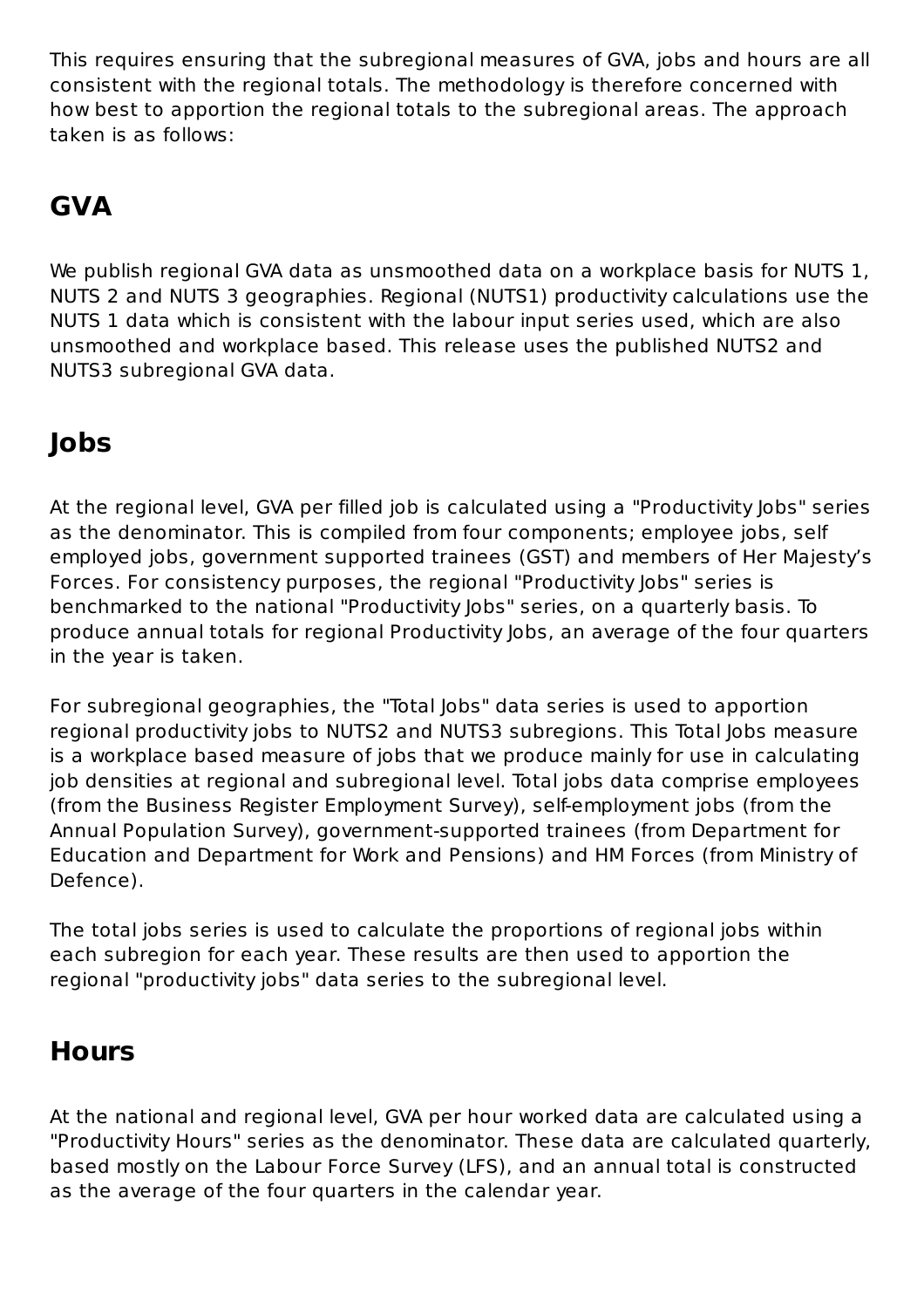This requires ensuring that the subregional measures of GVA, jobs and hours are all consistent with the regional totals. The methodology is therefore concerned with how best to apportion the regional totals to the subregional areas. The approach taken is as follows:

## GVA

We publish regional GVA data as unsmoothed data on a workplace basis for NUTS 1, NUTS 2 and NUTS 3 geographies. Regional (NUTS1) productivity calculations use the NUTS 1 data which is consistent with the labour input series used, which are also unsmoothed and workplace based. This release uses the published NUTS2 and NUTS3 subregional GVA data.

## Jobs

At the regional level, GVA per filled job is calculated using a "Productivity Jobs" series as the denominator. This is compiled from four components; employee jobs, self employed jobs, government supported trainees (GST) and members of Her Majesty's Forces. For consistency purposes, the regional "Productivity Jobs" series is benchmarked to the national "Productivity Jobs" series, on a quarterly basis. To produce annual totals for regional Productivity Jobs, an average of the four quarters in the year is taken.

For subregional geographies, the "Total Jobs" data series is used to apportion regional productivity jobs to NUTS2 and NUTS3 subregions. This Total Jobs measure is a workplace based measure of jobs that we produce mainly for use in calculating job densities at regional and subregional level. Total jobs data comprise employees (from the Business Register Employment Survey), self-employment jobs (from the Annual Population Survey), government-supported trainees (from Department for Education and Department for Work and Pensions) and HM Forces (from Ministry of Defence).

The total jobs series is used to calculate the proportions of regional jobs within each subregion for each year. These results are then used to apportion the regional "productivity jobs" data series to the subregional level.

## Hours

At the national and regional level, GVA per hour worked data are calculated using a "Productivity Hours" series as the denominator. These data are calculated quarterly, based mostly on the Labour Force Survey (LFS), and an annual total is constructed as the average of the four quarters in the calendar year.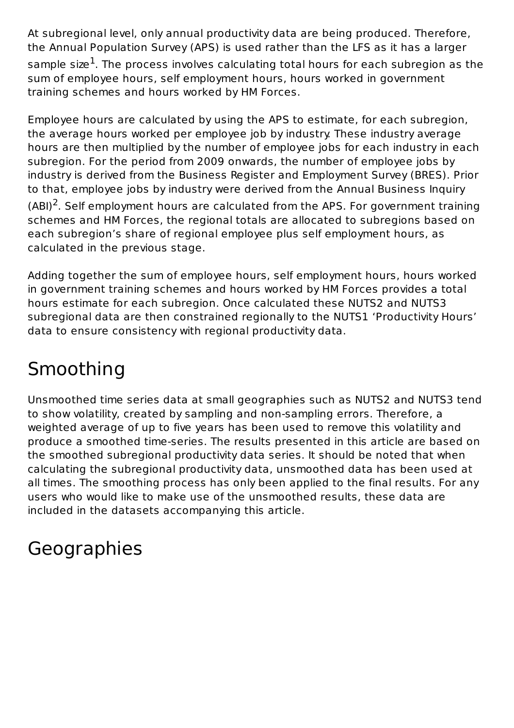At subregional level, only annual productivity data are being produced. Therefore, the Annual Population Survey (APS) is used rather than the LFS as it has a larger sample size[1]. The process involves calculating total hours for each subregion as the sum of employee hours, self employment hours, hours worked in government training schemes and hours worked by HM Forces.

Employee hours are calculated by using the APS to estimate, for each subregion, the average hours worked per employee job by industry. These industry average hours are then multiplied by the number of employee jobs for each industry in each subregion. For the period from 2009 onwards, the number of employee jobs by industry is derived from the Business Register and Employment Survey (BRES). Prior to that, employee jobs by industry were derived from the Annual Business Inquiry (ABI)[2]. Self employment hours are calculated from the APS. For government training schemes and HM Forces, the regional totals are allocated to subregions based on each subregion's share of regional employee plus self employment hours, as calculated in the previous stage.

Adding together the sum of employee hours, self employment hours, hours worked in government training schemes and hours worked by HM Forces provides a total hours estimate for each subregion. Once calculated these NUTS2 and NUTS3 subregional data are then constrained regionally to the NUTS1 'Productivity Hours' data to ensure consistency with regional productivity data.

## Smoothing

Unsmoothed time series data at small geographies such as NUTS2 and NUTS3 tend to show volatility, created by sampling and non-sampling errors. Therefore, a weighted average of up to five years has been used to remove this volatility and produce a smoothed time-series. The results presented in this article are based on the smoothed subregional productivity data series. It should be noted that when calculating the subregional productivity data, unsmoothed data has been used at all times. The smoothing process has only been applied to the final results. For any users who would like to make use of the unsmoothed results, these data are included in the datasets accompanying this article.

## Geographies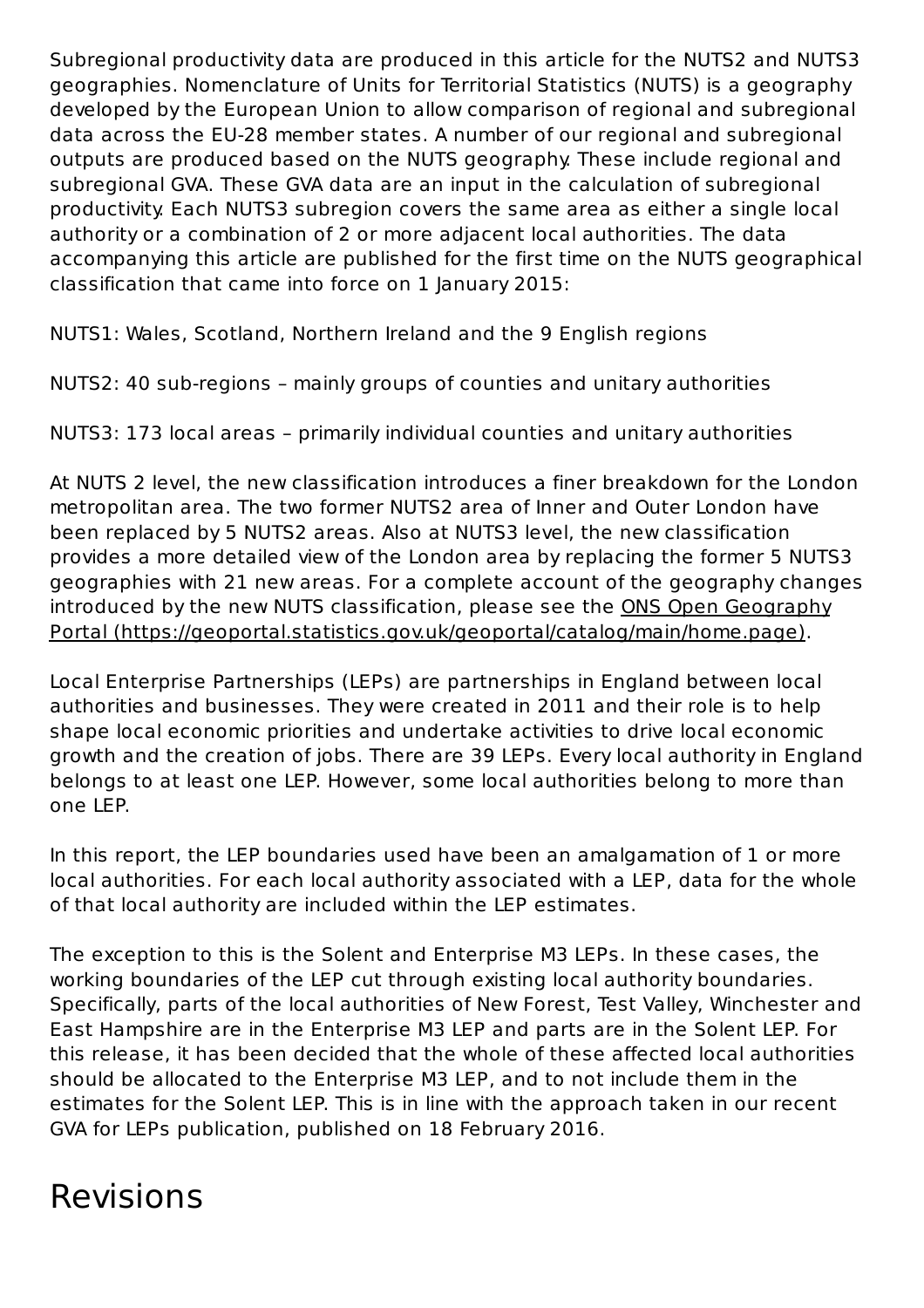Subregional productivity data are produced in this article for the NUTS2 and NUTS3 geographies. Nomenclature of Units for Territorial Statistics (NUTS) is a geography developed by the European Union to allow comparison of regional and subregional data across the EU-28 member states. A number of our regional and subregional outputs are produced based on the NUTS geography. These include regional and subregional GVA. These GVA data are an input in the calculation of subregional productivity. Each NUTS3 subregion covers the same area as either a single local authority or a combination of 2 or more adjacent local authorities. The data accompanying this article are published for the first time on the NUTS geographical classification that came into force on 1 January 2015:

NUTS1: Wales, Scotland, Northern Ireland and the 9 English regions

NUTS2: 40 sub-regions – mainly groups of counties and unitary authorities

NUTS3: 173 local areas – primarily individual counties and unitary authorities

At NUTS 2 level, the new classification introduces a finer breakdown for the London metropolitan area. The two former NUTS2 area of Inner and Outer London have been replaced by 5 NUTS2 areas. Also at NUTS3 level, the new classification provides a more detailed view of the London area by replacing the former 5 NUTS3 geographies with 21 new areas. For a complete account of the geography changes introduced by the new NUTS classification, please see the [ONS Open Geography Portal (https://geoportal.statistics.gov.uk/geoportal/catalog/main/home.page)](https://geoportal.statistics.gov.uk/geoportal/catalog/main/home.page).

Local Enterprise Partnerships (LEPs) are partnerships in England between local authorities and businesses. They were created in 2011 and their role is to help shape local economic priorities and undertake activities to drive local economic growth and the creation of jobs. There are 39 LEPs. Every local authority in England belongs to at least one LEP. However, some local authorities belong to more than one LEP.

In this report, the LEP boundaries used have been an amalgamation of 1 or more local authorities. For each local authority associated with a LEP, data for the whole of that local authority are included within the LEP estimates.

The exception to this is the Solent and Enterprise M3 LEPs. In these cases, the working boundaries of the LEP cut through existing local authority boundaries. Specifically, parts of the local authorities of New Forest, Test Valley, Winchester and East Hampshire are in the Enterprise M3 LEP and parts are in the Solent LEP. For this release, it has been decided that the whole of these affected local authorities should be allocated to the Enterprise M3 LEP, and to not include them in the estimates for the Solent LEP. This is in line with the approach taken in our recent GVA for LEPs publication, published on 18 February 2016.

# Revisions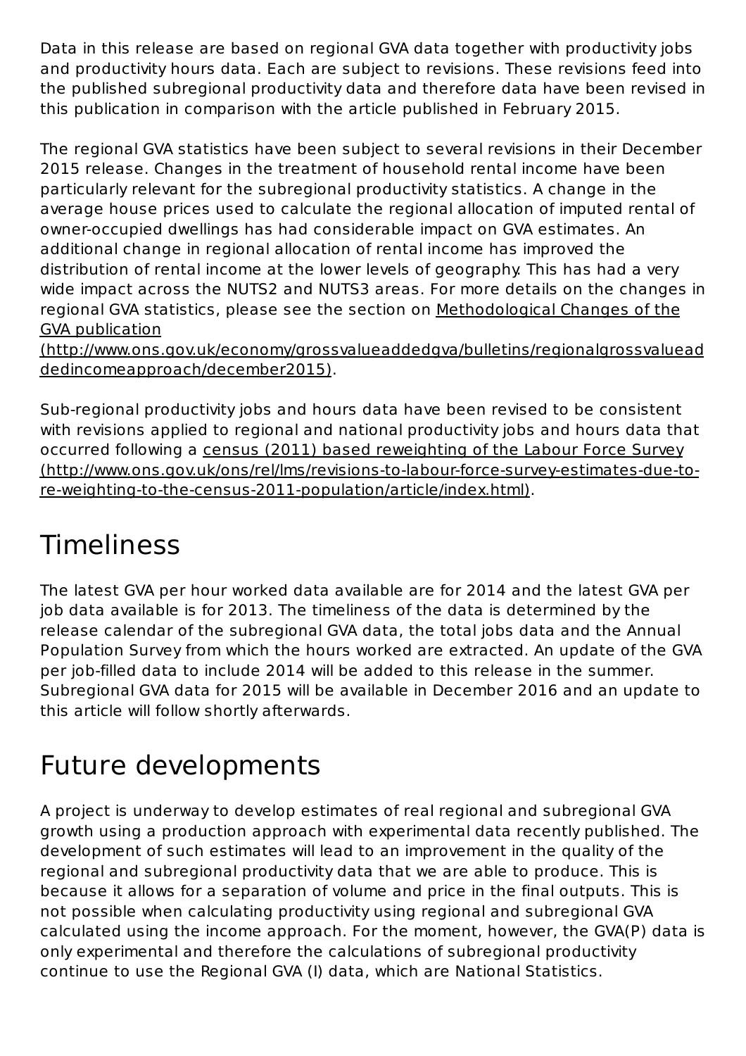Data in this release are based on regional GVA data together with productivity jobs and productivity hours data. Each are subject to revisions. These revisions feed into the published subregional productivity data and therefore data have been revised in this publication in comparison with the article published in February 2015.

The regional GVA statistics have been subject to several revisions in their December 2015 release. Changes in the treatment of household rental income have been particularly relevant for the subregional productivity statistics. A change in the average house prices used to calculate the regional allocation of imputed rental of owner-occupied dwellings has had considerable impact on GVA estimates. An additional change in regional allocation of rental income has improved the distribution of rental income at the lower levels of geography. This has had a very wide impact across the NUTS2 and NUTS3 areas. For more details on the changes in regional GVA statistics, please see the section on Methodological Changes of the GVA publication (http://www.ons.gov.uk/economy/grossvalueaddedgva/bulletins/regionalgrossvalueaddedincomeapproach/december2015).

Sub-regional productivity jobs and hours data have been revised to be consistent with revisions applied to regional and national productivity jobs and hours data that occurred following a census (2011) based reweighting of the Labour Force Survey (http://www.ons.gov.uk/ons/rel/lms/revisions-to-labour-force-survey-estimates-due-to-re-weighting-to-the-census-2011-population/article/index.html).

# Timeliness

The latest GVA per hour worked data available are for 2014 and the latest GVA per job data available is for 2013. The timeliness of the data is determined by the release calendar of the subregional GVA data, the total jobs data and the Annual Population Survey from which the hours worked are extracted. An update of the GVA per job-filled data to include 2014 will be added to this release in the summer. Subregional GVA data for 2015 will be available in December 2016 and an update to this article will follow shortly afterwards.

# Future developments

A project is underway to develop estimates of real regional and subregional GVA growth using a production approach with experimental data recently published. The development of such estimates will lead to an improvement in the quality of the regional and subregional productivity data that we are able to produce. This is because it allows for a separation of volume and price in the final outputs. This is not possible when calculating productivity using regional and subregional GVA calculated using the income approach. For the moment, however, the GVA(P) data is only experimental and therefore the calculations of subregional productivity continue to use the Regional GVA (I) data, which are National Statistics.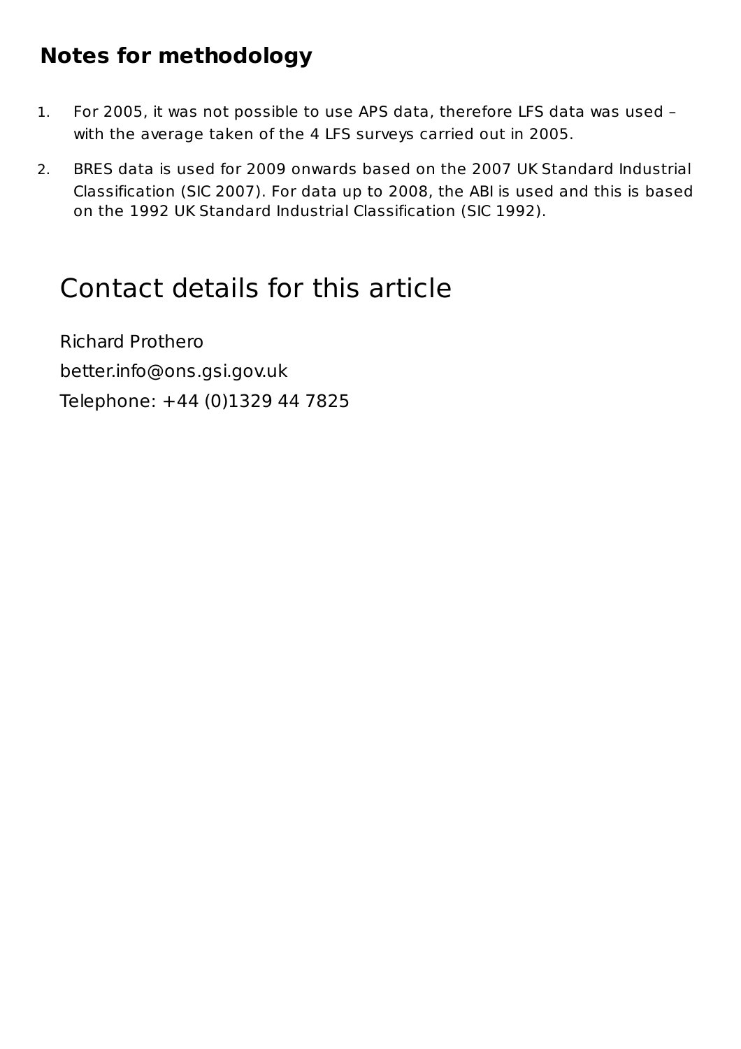## Notes for methodology

1. For 2005, it was not possible to use APS data, therefore LFS data was used – with the average taken of the 4 LFS surveys carried out in 2005.
2. BRES data is used for 2009 onwards based on the 2007 UK Standard Industrial Classification (SIC 2007). For data up to 2008, the ABI is used and this is based on the 1992 UK Standard Industrial Classification (SIC 1992).

# Contact details for this article

Richard Prothero

better.info@ons.gsi.gov.uk

Telephone: +44 (0)1329 44 7825